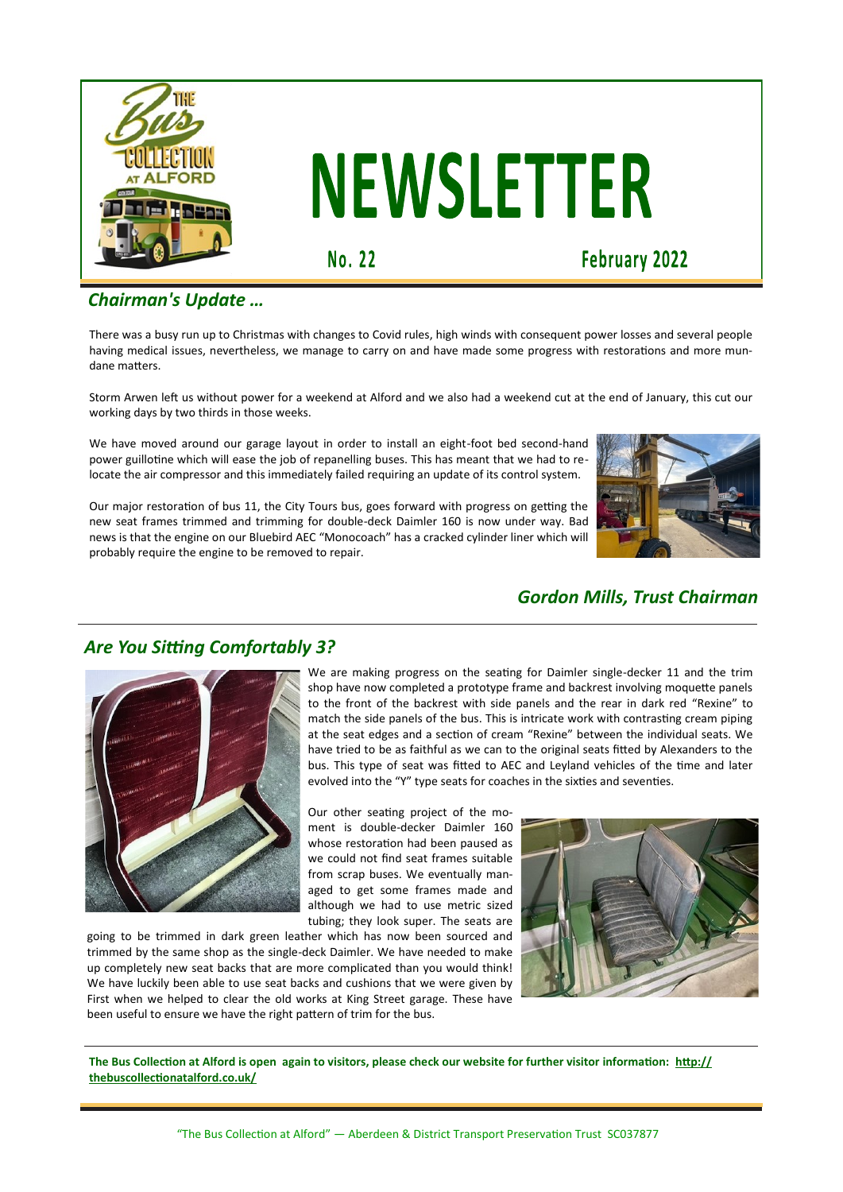# NEWSLETTER

**No. 22** **February 2022**

## *Chairman's Update …*

There was a busy run up to Christmas with changes to Covid rules, high winds with consequent power losses and several people having medical issues, nevertheless, we manage to carry on and have made some progress with restorations and more mundane matters.

Storm Arwen left us without power for a weekend at Alford and we also had a weekend cut at the end of January, this cut our working days by two thirds in those weeks.

We have moved around our garage layout in order to install an eight-foot bed second-hand power guillotine which will ease the job of repanelling buses. This has meant that we had to relocate the air compressor and this immediately failed requiring an update of its control system.

Our major restoration of bus 11, the City Tours bus, goes forward with progress on getting the new seat frames trimmed and trimming for double-deck Daimler 160 is now under way. Bad news is that the engine on our Bluebird AEC "Monocoach" has a cracked cylinder liner which will probably require the engine to be removed to repair.

*Gordon Mills, Trust Chairman*

## *Are You Sitting Comfortably 3?*

We are making progress on the seating for Daimler single-decker 11 and the trim shop have now completed a prototype frame and backrest involving moquette panels to the front of the backrest with side panels and the rear in dark red "Rexine" to match the side panels of the bus. This is intricate work with contrasting cream piping at the seat edges and a section of cream "Rexine" between the individual seats. We have tried to be as faithful as we can to the original seats fitted by Alexanders to the bus. This type of seat was fitted to AEC and Leyland vehicles of the time and later evolved into the "Y" type seats for coaches in the sixties and seventies.

Our other seating project of the moment is double-decker Daimler 160 whose restoration had been paused as we could not find seat frames suitable from scrap buses. We eventually managed to get some frames made and although we had to use metric sized tubing; they look super. The seats are going to be trimmed in dark green leather which has now been sourced and trimmed by the same shop as the single-deck Daimler. We have needed to make up completely new seat backs that are more complicated than you would think! We have luckily been able to use seat backs and cushions that we were given by First when we helped to clear the old works at King Street garage. These have been useful to ensure we have the right pattern of trim for the bus.

**The Bus Collection at Alford is open again to visitors, please check our website for further visitor information: http://thebuscollectionatalford.co.uk/**

"The Bus Collection at Alford" — Aberdeen & District Transport Preservation Trust SC037877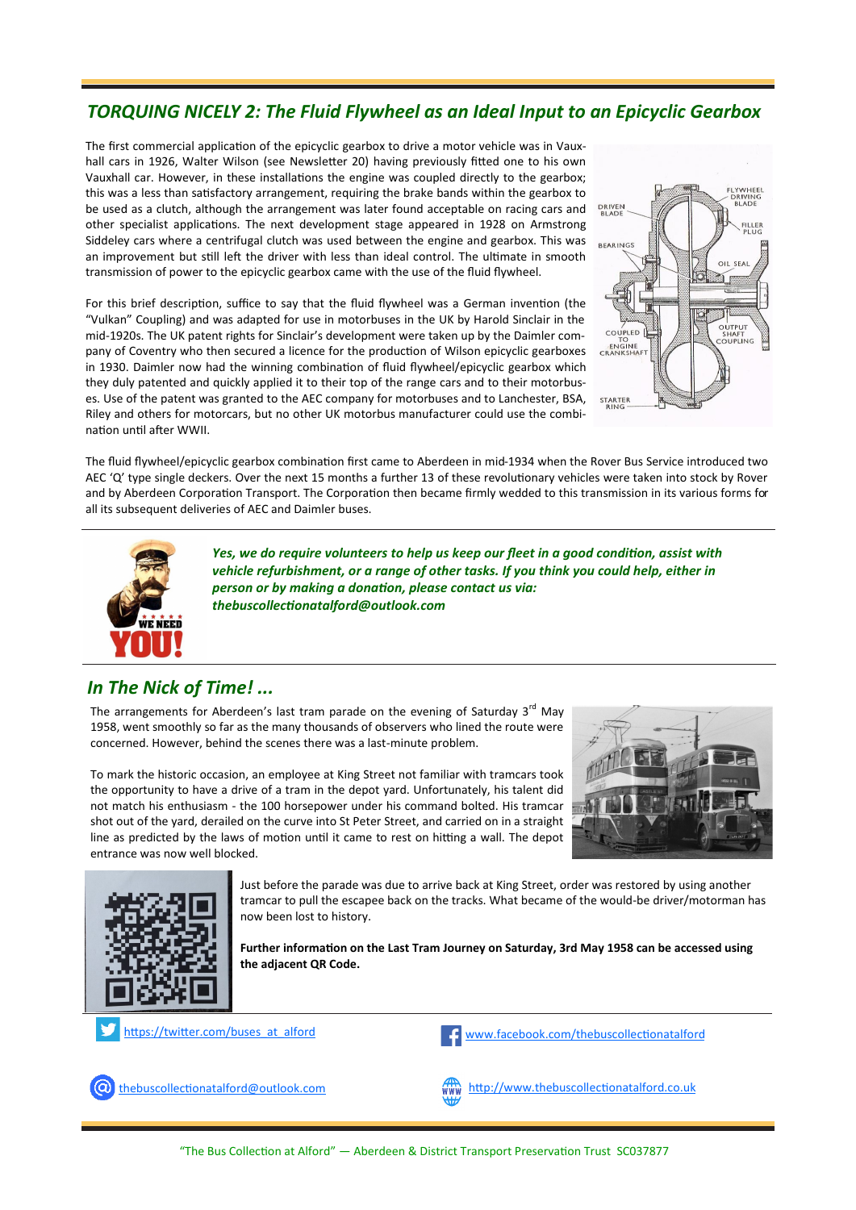## *TORQUING NICELY 2: The Fluid Flywheel as an Ideal Input to an Epicyclic Gearbox*

The first commercial application of the epicyclic gearbox to drive a motor vehicle was in Vauxhall cars in 1926, Walter Wilson (see Newsletter 20) having previously fitted one to his own Vauxhall car. However, in these installations the engine was coupled directly to the gearbox; this was a less than satisfactory arrangement, requiring the brake bands within the gearbox to be used as a clutch, although the arrangement was later found acceptable on racing cars and other specialist applications. The next development stage appeared in 1928 on Armstrong Siddeley cars where a centrifugal clutch was used between the engine and gearbox. This was an improvement but still left the driver with less than ideal control. The ultimate in smooth transmission of power to the epicyclic gearbox came with the use of the fluid flywheel.

FLYWHEEL DRIVING BLADE
DRIVEN BLADE
FILLER PLUG
BEARINGS
OIL SEAL
OUTPUT SHAFT COUPLING
COUPLED TO ENGINE CRANKSHAFT
STARTER RING

For this brief description, suffice to say that the fluid flywheel was a German invention (the "Vulkan" Coupling) and was adapted for use in motorbuses in the UK by Harold Sinclair in the mid-1920s. The UK patent rights for Sinclair's development were taken up by the Daimler company of Coventry who then secured a licence for the production of Wilson epicyclic gearboxes in 1930. Daimler now had the winning combination of fluid flywheel/epicyclic gearbox which they duly patented and quickly applied it to their top of the range cars and to their motorbuses. Use of the patent was granted to the AEC company for motorbuses and to Lanchester, BSA, Riley and others for motorcars, but no other UK motorbus manufacturer could use the combination until after WWII.

The fluid flywheel/epicyclic gearbox combination first came to Aberdeen in mid-1934 when the Rover Bus Service introduced two AEC 'Q' type single deckers. Over the next 15 months a further 13 of these revolutionary vehicles were taken into stock by Rover and by Aberdeen Corporation Transport. The Corporation then became firmly wedded to this transmission in its various forms for all its subsequent deliveries of AEC and Daimler buses.

WE NEED YOU!

***Yes, we do require volunteers to help us keep our fleet in a good condition, assist with vehicle refurbishment, or a range of other tasks. If you think you could help, either in person or by making a donation, please contact us via: thebuscollectionatalford@outlook.com***

## *In The Nick of Time! ...*

The arrangements for Aberdeen's last tram parade on the evening of Saturday 3rd May 1958, went smoothly so far as the many thousands of observers who lined the route were concerned. However, behind the scenes there was a last-minute problem.

To mark the historic occasion, an employee at King Street not familiar with tramcars took the opportunity to have a drive of a tram in the depot yard. Unfortunately, his talent did not match his enthusiasm - the 100 horsepower under his command bolted. His tramcar shot out of the yard, derailed on the curve into St Peter Street, and carried on in a straight line as predicted by the laws of motion until it came to rest on hitting a wall. The depot entrance was now well blocked.

Just before the parade was due to arrive back at King Street, order was restored by using another tramcar to pull the escapee back on the tracks. What became of the would-be driver/motorman has now been lost to history.

**Further information on the Last Tram Journey on Saturday, 3rd May 1958 can be accessed using the adjacent QR Code.**

https://twitter.com/buses_at_alford

www.facebook.com/thebuscollectionatalford

thebuscollectionatalford@outlook.com

http://www.thebuscollectionatalford.co.uk

"The Bus Collection at Alford" — Aberdeen & District Transport Preservation Trust SC037877